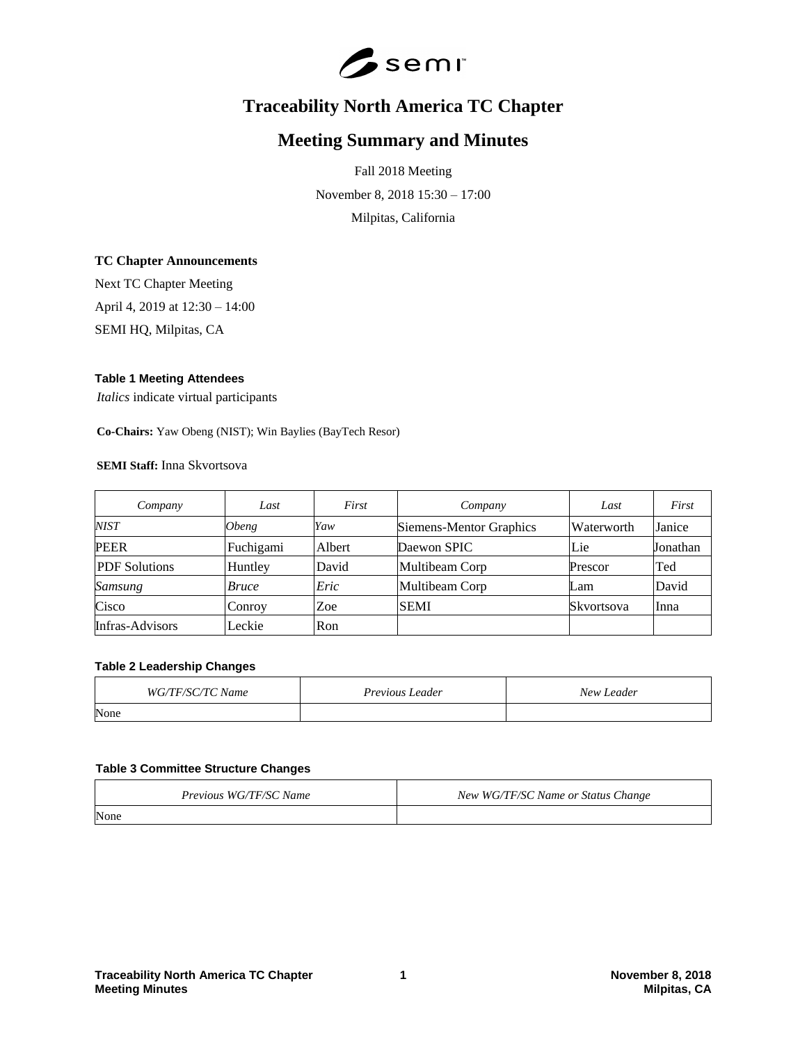# Traceability North America TC Chapter

## Meeting Summary and Minutes

Fall 2018 Meeting

November 8, 2018 15:30 – 17:00

Milpitas, California

**TC Chapter Announcements**

Next TC Chapter Meeting

April 4, 2019 at 12:30 – 14:00

SEMI HQ, Milpitas, CA

**Table 1 Meeting Attendees**

*Italics* indicate virtual participants

**Co-Chairs:** Yaw Obeng (NIST); Win Baylies (BayTech Resor)

**SEMI Staff:** Inna Skvortsova

| *Company* | *Last* | *First* | *Company* | *Last* | *First* |
|---|---|---|---|---|---|
| *NIST* | *Obeng* | *Yaw* | Siemens-Mentor Graphics | Waterworth | Janice |
| PEER | Fuchigami | Albert | Daewon SPIC | Lie | Jonathan |
| PDF Solutions | Huntley | David | Multibeam Corp | Prescor | Ted |
| *Samsung* | *Bruce* | *Eric* | Multibeam Corp | Lam | David |
| Cisco | Conroy | Zoe | SEMI | Skvortsova | Inna |
| Infras-Advisors | Leckie | Ron | | | |

**Table 2 Leadership Changes**

| *WG/TF/SC/TC Name* | *Previous Leader* | *New Leader* |
|---|---|---|
| None | | |

**Table 3 Committee Structure Changes**

| *Previous WG/TF/SC Name* | *New WG/TF/SC Name or Status Change* |
|---|---|
| None | |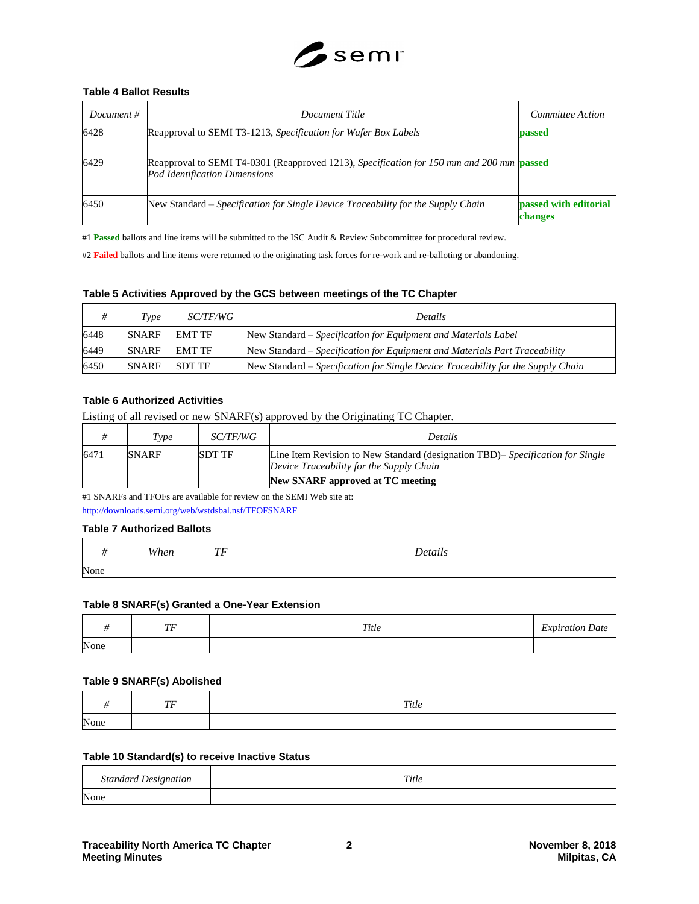**Table 4 Ballot Results**

| *Document #* | *Document Title* | *Committee Action* |
|---|---|---|
| 6428 | Reapproval to SEMI T3-1213, *Specification for Wafer Box Labels* | **passed** |
| 6429 | Reapproval to SEMI T4-0301 (Reapproved 1213), *Specification for 150 mm and 200 mm Pod Identification Dimensions* | **passed** |
| 6450 | New Standard – *Specification for Single Device Traceability for the Supply Chain* | **passed with editorial changes** |

#1 **Passed** ballots and line items will be submitted to the ISC Audit & Review Subcommittee for procedural review.

#2 **Failed** ballots and line items were returned to the originating task forces for re-work and re-balloting or abandoning.

**Table 5 Activities Approved by the GCS between meetings of the TC Chapter**

| *#* | *Type* | *SC/TF/WG* | *Details* |
|---|---|---|---|
| 6448 | SNARF | EMT TF | New Standard – *Specification for Equipment and Materials Label* |
| 6449 | SNARF | EMT TF | New Standard – *Specification for Equipment and Materials Part Traceability* |
| 6450 | SNARF | SDT TF | New Standard – *Specification for Single Device Traceability for the Supply Chain* |

**Table 6 Authorized Activities**

Listing of all revised or new SNARF(s) approved by the Originating TC Chapter.

| *#* | *Type* | *SC/TF/WG* | *Details* |
|---|---|---|---|
| 6471 | SNARF | SDT TF | Line Item Revision to New Standard (designation TBD)– *Specification for Single Device Traceability for the Supply Chain* **New SNARF approved at TC meeting** |

#1 SNARFs and TFOFs are available for review on the SEMI Web site at:

http://downloads.semi.org/web/wstdsbal.nsf/TFOFSNARF

**Table 7 Authorized Ballots**

| *#* | *When* | *TF* | *Details* |
|---|---|---|---|
| None | | | |

**Table 8 SNARF(s) Granted a One-Year Extension**

| *#* | *TF* | *Title* | *Expiration Date* |
|---|---|---|---|
| None | | | |

**Table 9 SNARF(s) Abolished**

| *#* | *TF* | *Title* |
|---|---|---|
| None | | |

**Table 10 Standard(s) to receive Inactive Status**

| *Standard Designation* | *Title* |
|---|---|
| None | |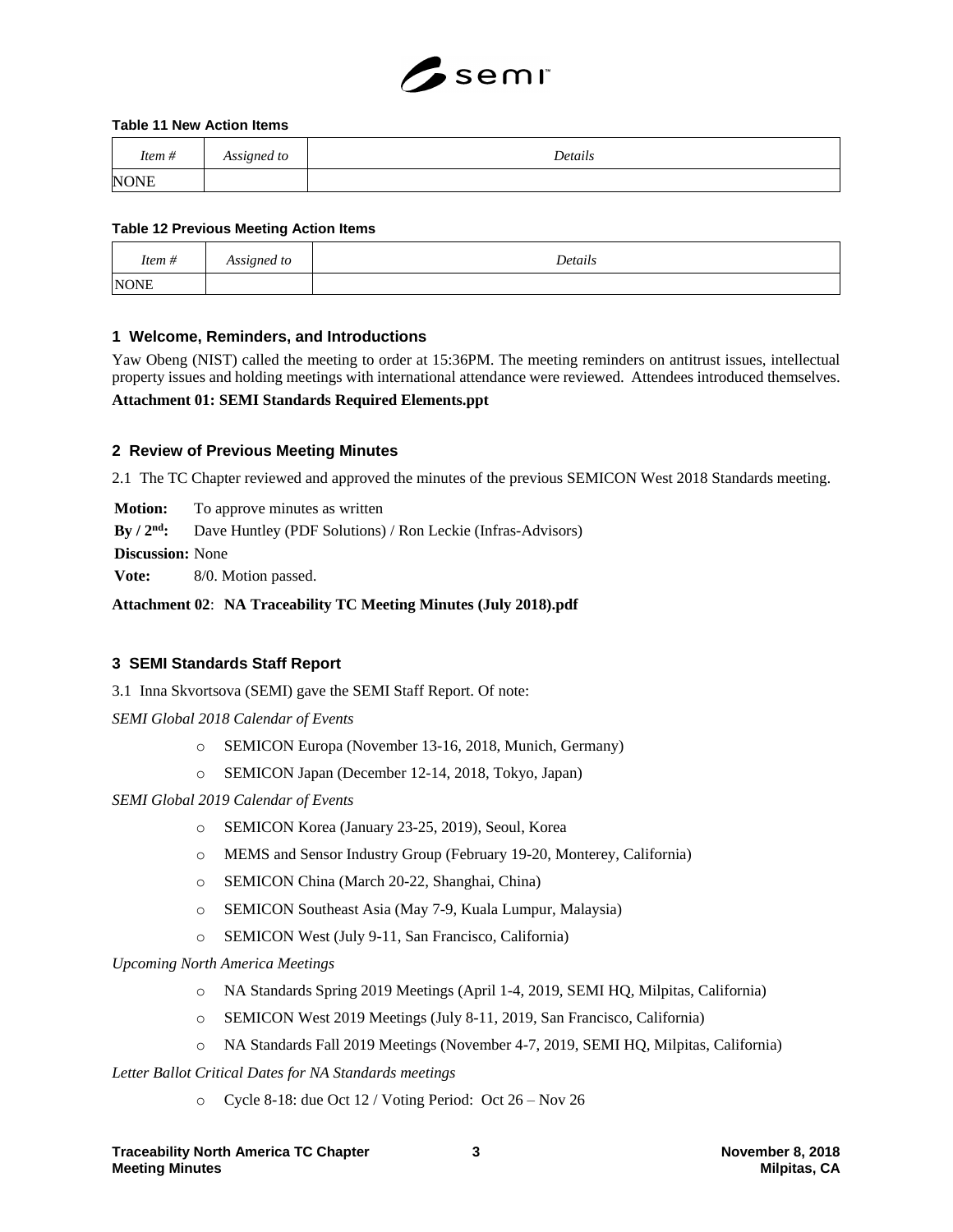**Table 11 New Action Items**

| *Item #* | *Assigned to* | *Details* |
|---|---|---|
| NONE | | |

**Table 12 Previous Meeting Action Items**

| *Item #* | *Assigned to* | *Details* |
|---|---|---|
| NONE | | |

## 1 Welcome, Reminders, and Introductions

Yaw Obeng (NIST) called the meeting to order at 15:36PM. The meeting reminders on antitrust issues, intellectual property issues and holding meetings with international attendance were reviewed. Attendees introduced themselves.

**Attachment 01: SEMI Standards Required Elements.ppt**

## 2 Review of Previous Meeting Minutes

2.1 The TC Chapter reviewed and approved the minutes of the previous SEMICON West 2018 Standards meeting.

**Motion:** To approve minutes as written

**By / 2nd:** Dave Huntley (PDF Solutions) / Ron Leckie (Infras-Advisors)

**Discussion:** None

**Vote:** 8/0. Motion passed.

**Attachment 02**: **NA Traceability TC Meeting Minutes (July 2018).pdf**

## 3 SEMI Standards Staff Report

3.1 Inna Skvortsova (SEMI) gave the SEMI Staff Report. Of note:

*SEMI Global 2018 Calendar of Events*

- SEMICON Europa (November 13-16, 2018, Munich, Germany)
- SEMICON Japan (December 12-14, 2018, Tokyo, Japan)

*SEMI Global 2019 Calendar of Events*

- SEMICON Korea (January 23-25, 2019), Seoul, Korea
- MEMS and Sensor Industry Group (February 19-20, Monterey, California)
- SEMICON China (March 20-22, Shanghai, China)
- SEMICON Southeast Asia (May 7-9, Kuala Lumpur, Malaysia)
- SEMICON West (July 9-11, San Francisco, California)

*Upcoming North America Meetings*

- NA Standards Spring 2019 Meetings (April 1-4, 2019, SEMI HQ, Milpitas, California)
- SEMICON West 2019 Meetings (July 8-11, 2019, San Francisco, California)
- NA Standards Fall 2019 Meetings (November 4-7, 2019, SEMI HQ, Milpitas, California)

*Letter Ballot Critical Dates for NA Standards meetings*

- Cycle 8-18: due Oct 12 / Voting Period: Oct 26 – Nov 26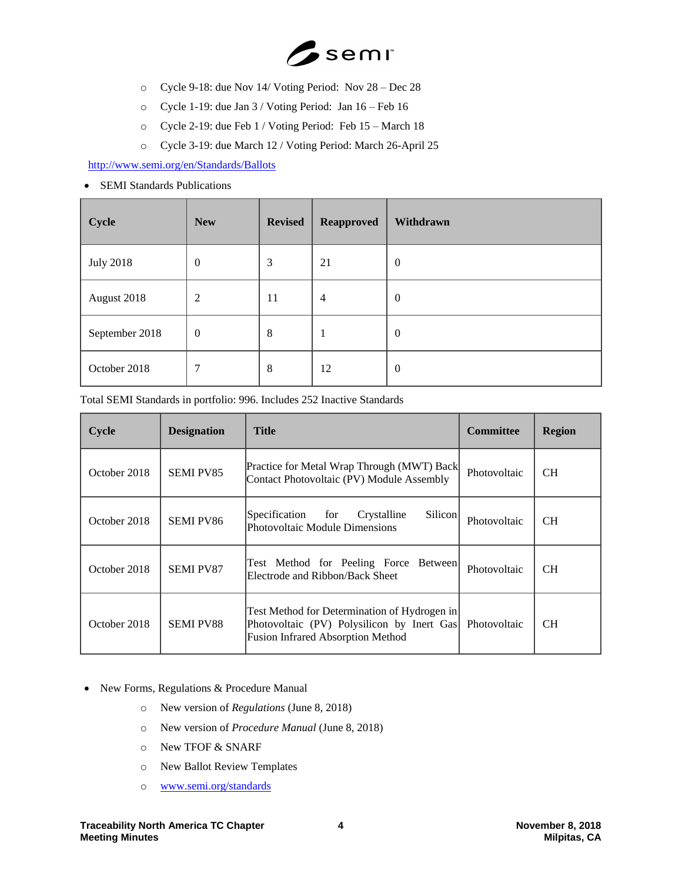- Cycle 9-18: due Nov 14/ Voting Period: Nov 28 – Dec 28
  - Cycle 1-19: due Jan 3 / Voting Period: Jan 16 – Feb 16
  - Cycle 2-19: due Feb 1 / Voting Period: Feb 15 – March 18
  - Cycle 3-19: due March 12 / Voting Period: March 26-April 25

http://www.semi.org/en/Standards/Ballots

- SEMI Standards Publications

| Cycle | New | Revised | Reapproved | Withdrawn |
|---|---|---|---|---|
| July 2018 | 0 | 3 | 21 | 0 |
| August 2018 | 2 | 11 | 4 | 0 |
| September 2018 | 0 | 8 | 1 | 0 |
| October 2018 | 7 | 8 | 12 | 0 |

Total SEMI Standards in portfolio: 996. Includes 252 Inactive Standards

| Cycle | Designation | Title | Committee | Region |
|---|---|---|---|---|
| October 2018 | SEMI PV85 | Practice for Metal Wrap Through (MWT) Back Contact Photovoltaic (PV) Module Assembly | Photovoltaic | CH |
| October 2018 | SEMI PV86 | Specification for Crystalline Silicon Photovoltaic Module Dimensions | Photovoltaic | CH |
| October 2018 | SEMI PV87 | Test Method for Peeling Force Between Electrode and Ribbon/Back Sheet | Photovoltaic | CH |
| October 2018 | SEMI PV88 | Test Method for Determination of Hydrogen in Photovoltaic (PV) Polysilicon by Inert Gas Fusion Infrared Absorption Method | Photovoltaic | CH |

- New Forms, Regulations & Procedure Manual
  - New version of *Regulations* (June 8, 2018)
  - New version of *Procedure Manual* (June 8, 2018)
  - New TFOF & SNARF
  - New Ballot Review Templates
  - www.semi.org/standards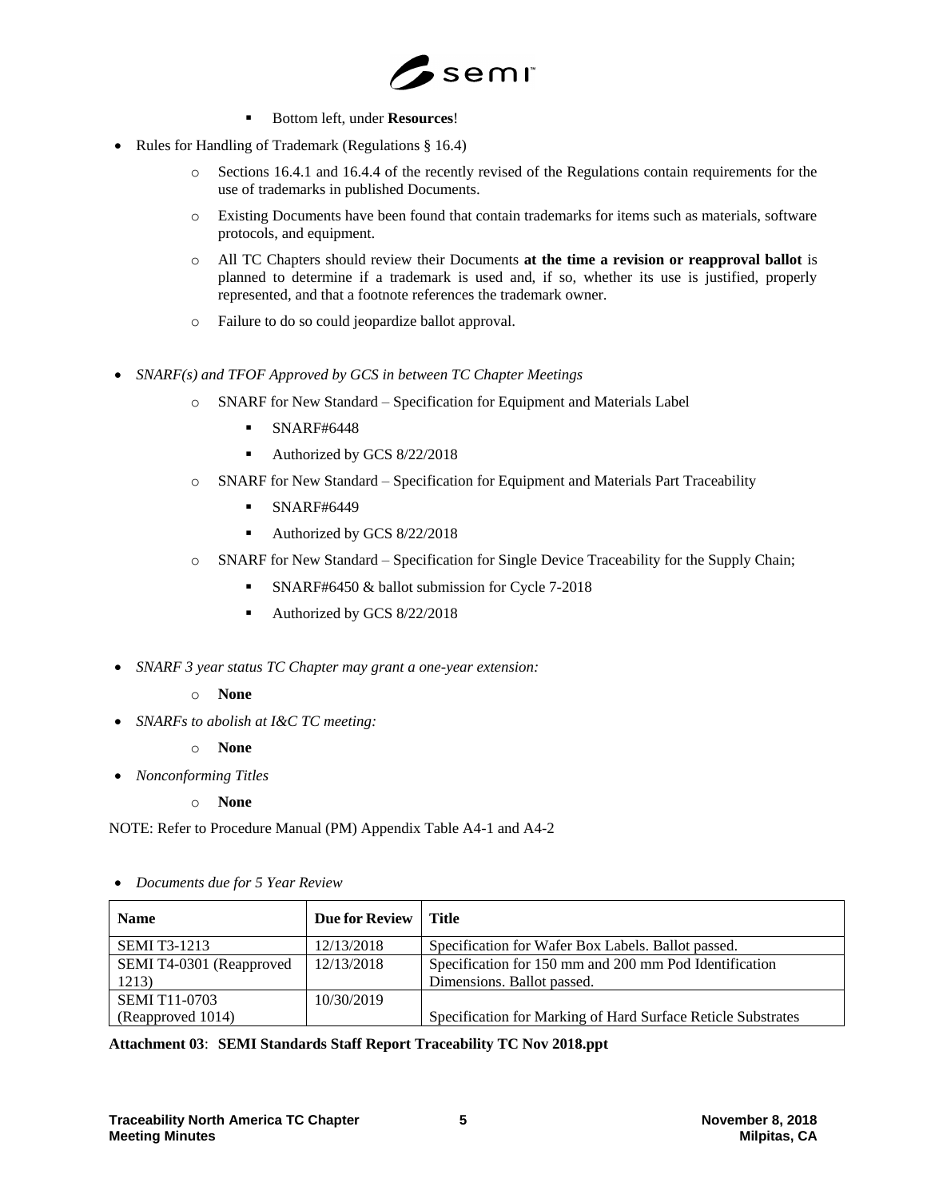- Bottom left, under **Resources**!

- Rules for Handling of Trademark (Regulations § 16.4)
  - Sections 16.4.1 and 16.4.4 of the recently revised of the Regulations contain requirements for the use of trademarks in published Documents.
  - Existing Documents have been found that contain trademarks for items such as materials, software protocols, and equipment.
  - All TC Chapters should review their Documents **at the time a revision or reapproval ballot** is planned to determine if a trademark is used and, if so, whether its use is justified, properly represented, and that a footnote references the trademark owner.
  - Failure to do so could jeopardize ballot approval.

- *SNARF(s) and TFOF Approved by GCS in between TC Chapter Meetings*
  - SNARF for New Standard – Specification for Equipment and Materials Label
    - SNARF#6448
    - Authorized by GCS 8/22/2018
  - SNARF for New Standard – Specification for Equipment and Materials Part Traceability
    - SNARF#6449
    - Authorized by GCS 8/22/2018
  - SNARF for New Standard – Specification for Single Device Traceability for the Supply Chain;
    - SNARF#6450 & ballot submission for Cycle 7-2018
    - Authorized by GCS 8/22/2018

- *SNARF 3 year status TC Chapter may grant a one-year extension:*
  - **None**
- *SNARFs to abolish at I&C TC meeting:*
  - **None**
- *Nonconforming Titles*
  - **None**

NOTE: Refer to Procedure Manual (PM) Appendix Table A4-1 and A4-2

- *Documents due for 5 Year Review*

| Name | Due for Review | Title |
|---|---|---|
| SEMI T3-1213 | 12/13/2018 | Specification for Wafer Box Labels. Ballot passed. |
| SEMI T4-0301 (Reapproved 1213) | 12/13/2018 | Specification for 150 mm and 200 mm Pod Identification Dimensions. Ballot passed. |
| SEMI T11-0703 (Reapproved 1014) | 10/30/2019 | Specification for Marking of Hard Surface Reticle Substrates |

**Attachment 03**: **SEMI Standards Staff Report Traceability TC Nov 2018.ppt**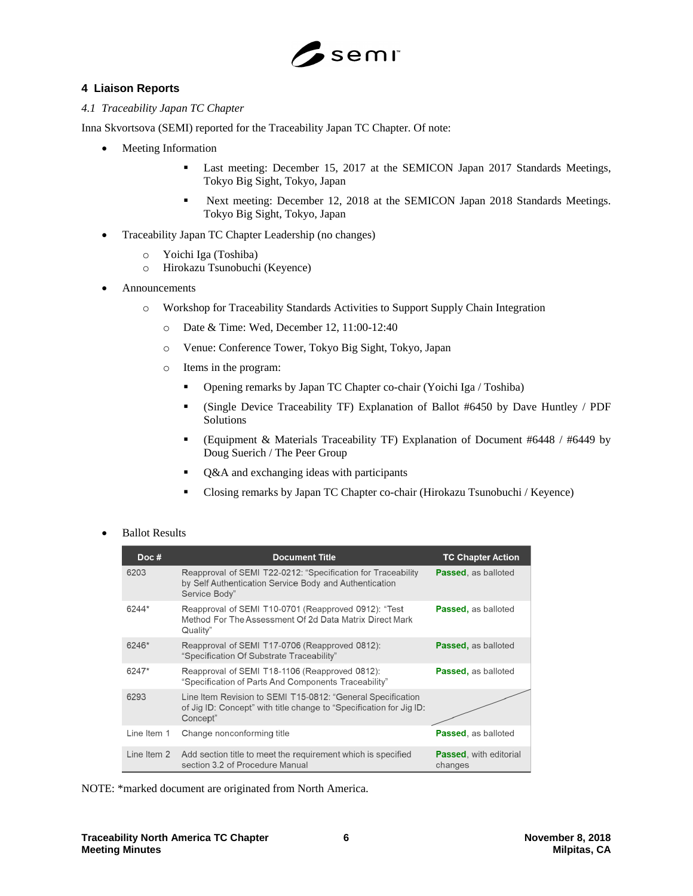## 4 Liaison Reports

### *4.1 Traceability Japan TC Chapter*

Inna Skvortsova (SEMI) reported for the Traceability Japan TC Chapter. Of note:

- Meeting Information
  - Last meeting: December 15, 2017 at the SEMICON Japan 2017 Standards Meetings, Tokyo Big Sight, Tokyo, Japan
  - Next meeting: December 12, 2018 at the SEMICON Japan 2018 Standards Meetings. Tokyo Big Sight, Tokyo, Japan
- Traceability Japan TC Chapter Leadership (no changes)
  - Yoichi Iga (Toshiba)
  - Hirokazu Tsunobuchi (Keyence)
- Announcements
  - Workshop for Traceability Standards Activities to Support Supply Chain Integration
    - Date & Time: Wed, December 12, 11:00-12:40
    - Venue: Conference Tower, Tokyo Big Sight, Tokyo, Japan
    - Items in the program:
      - Opening remarks by Japan TC Chapter co-chair (Yoichi Iga / Toshiba)
      - (Single Device Traceability TF) Explanation of Ballot #6450 by Dave Huntley / PDF Solutions
      - (Equipment & Materials Traceability TF) Explanation of Document #6448 / #6449 by Doug Suerich / The Peer Group
      - Q&A and exchanging ideas with participants
      - Closing remarks by Japan TC Chapter co-chair (Hirokazu Tsunobuchi / Keyence)
- Ballot Results

| Doc # | Document Title | TC Chapter Action |
|---|---|---|
| 6203 | Reapproval of SEMI T22-0212: "Specification for Traceability by Self Authentication Service Body and Authentication Service Body" | **Passed**, as balloted |
| 6244* | Reapproval of SEMI T10-0701 (Reapproved 0912): "Test Method For The Assessment Of 2d Data Matrix Direct Mark Quality" | **Passed,** as balloted |
| 6246* | Reapproval of SEMI T17-0706 (Reapproved 0812): "Specification Of Substrate Traceability" | **Passed,** as balloted |
| 6247* | Reapproval of SEMI T18-1106 (Reapproved 0812): "Specification of Parts And Components Traceability" | **Passed,** as balloted |
| 6293 | Line Item Revision to SEMI T15-0812: "General Specification of Jig ID: Concept" with title change to "Specification for Jig ID: Concept" | |
| Line Item 1 | Change nonconforming title | **Passed**, as balloted |
| Line Item 2 | Add section title to meet the requirement which is specified section 3.2 of Procedure Manual | **Passed**, with editorial changes |

NOTE: *marked document are originated from North America.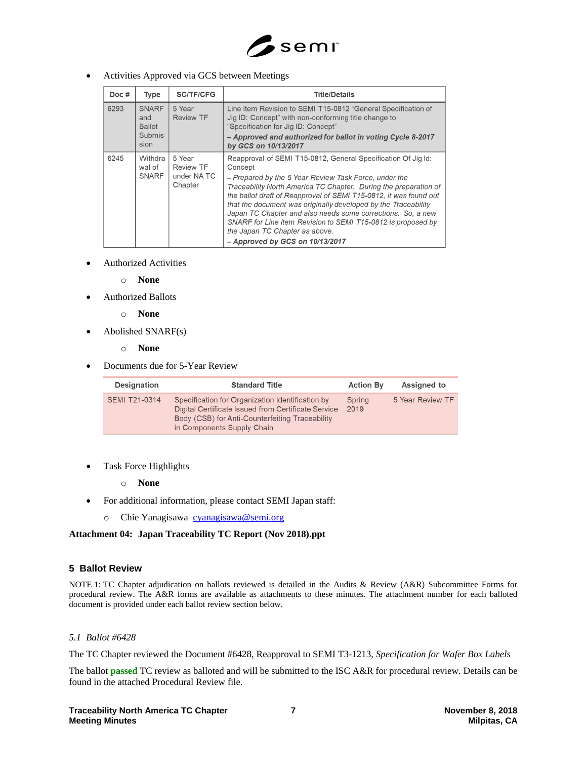- Activities Approved via GCS between Meetings

| Doc # | Type | SC/TF/CFG | Title/Details |
|---|---|---|---|
| 6293 | SNARF and Ballot Submission | 5 Year Review TF | Line Item Revision to SEMI T15-0812 "General Specification of Jig ID: Concept" with non-conforming title change to "Specification for Jig ID: Concept"<br>***– Approved and authorized for ballot in voting Cycle 8-2017 by GCS on 10/13/2017*** |
| 6245 | Withdrawal of SNARF | 5 Year Review TF under NA TC Chapter | Reapproval of SEMI T15-0812, General Specification Of Jig Id: Concept<br>*– Prepared by the 5 Year Review Task Force, under the Traceability North America TC Chapter. During the preparation of the ballot draft of Reapproval of SEMI T15-0812, it was found out that the document was originally developed by the Traceability Japan TC Chapter and also needs some corrections. So, a new SNARF for Line Item Revision to SEMI T15-0812 is proposed by the Japan TC Chapter as above.*<br>***– Approved by GCS on 10/13/2017*** |

- Authorized Activities
  - **None**
- Authorized Ballots
  - **None**
- Abolished SNARF(s)
  - **None**
- Documents due for 5-Year Review

| Designation | Standard Title | Action By | Assigned to |
|---|---|---|---|
| SEMI T21-0314 | Specification for Organization Identification by Digital Certificate Issued from Certificate Service Body (CSB) for Anti-Counterfeiting Traceability in Components Supply Chain | Spring 2019 | 5 Year Review TF |

- Task Force Highlights
  - **None**
- For additional information, please contact SEMI Japan staff:
  - Chie Yanagisawa cyanagisawa@semi.org

**Attachment 04: Japan Traceability TC Report (Nov 2018).ppt**

## 5 Ballot Review

NOTE 1: TC Chapter adjudication on ballots reviewed is detailed in the Audits & Review (A&R) Subcommittee Forms for procedural review. The A&R forms are available as attachments to these minutes. The attachment number for each balloted document is provided under each ballot review section below.

### *5.1 Ballot #6428*

The TC Chapter reviewed the Document #6428, Reapproval to SEMI T3-1213, *Specification for Wafer Box Labels*

The ballot **passed** TC review as balloted and will be submitted to the ISC A&R for procedural review. Details can be found in the attached Procedural Review file.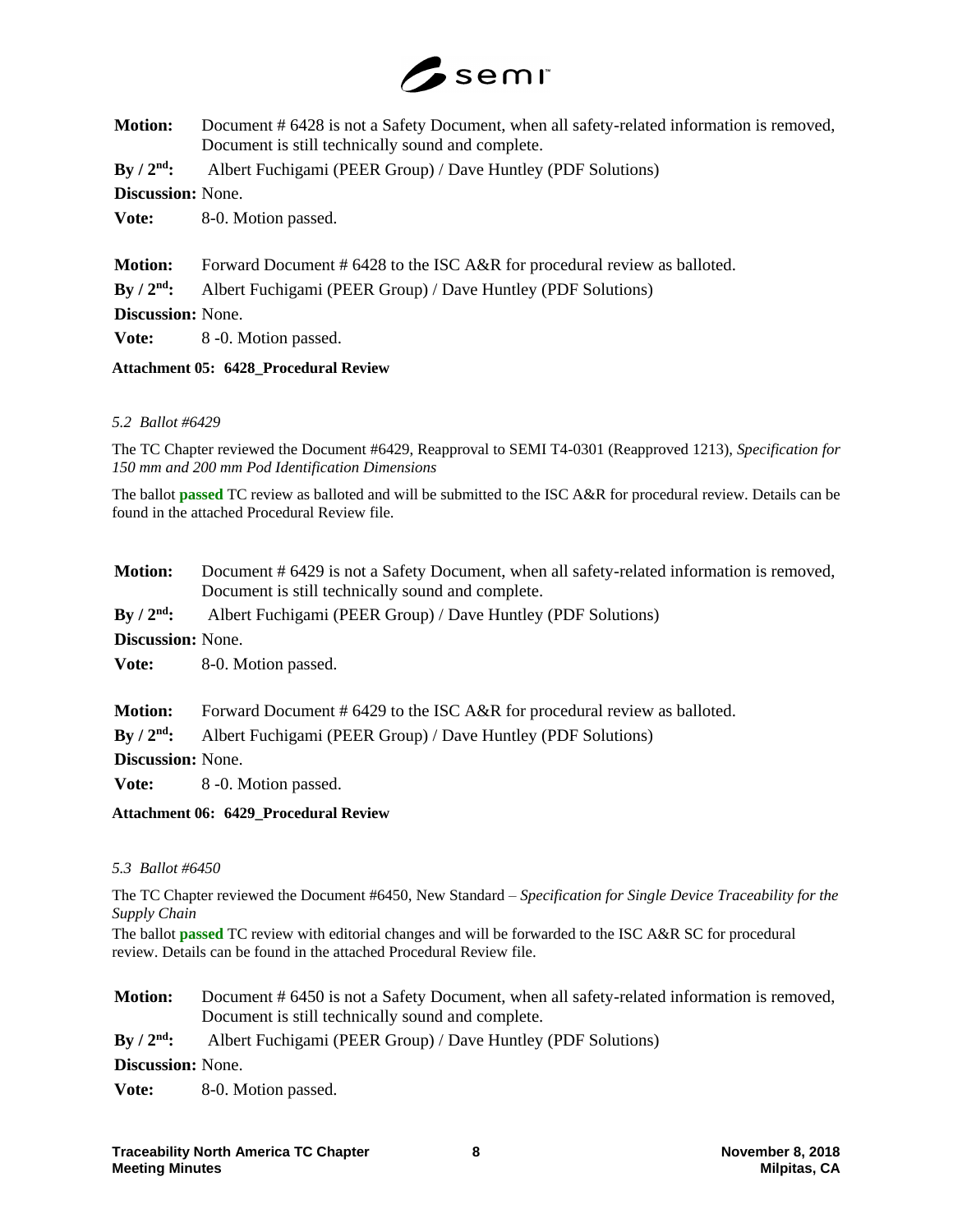**Motion:** Document # 6428 is not a Safety Document, when all safety-related information is removed, Document is still technically sound and complete.

**By / 2nd:** Albert Fuchigami (PEER Group) / Dave Huntley (PDF Solutions)

**Discussion:** None.

**Vote:** 8-0. Motion passed.

**Motion:** Forward Document # 6428 to the ISC A&R for procedural review as balloted.

**By / 2nd:** Albert Fuchigami (PEER Group) / Dave Huntley (PDF Solutions)

**Discussion:** None.

**Vote:** 8 -0. Motion passed.

**Attachment 05: 6428_Procedural Review**

*5.2 Ballot #6429*

The TC Chapter reviewed the Document #6429, Reapproval to SEMI T4-0301 (Reapproved 1213), *Specification for 150 mm and 200 mm Pod Identification Dimensions*

The ballot **passed** TC review as balloted and will be submitted to the ISC A&R for procedural review. Details can be found in the attached Procedural Review file.

**Motion:** Document # 6429 is not a Safety Document, when all safety-related information is removed, Document is still technically sound and complete.

**By / 2nd:** Albert Fuchigami (PEER Group) / Dave Huntley (PDF Solutions)

**Discussion:** None.

**Vote:** 8-0. Motion passed.

**Motion:** Forward Document # 6429 to the ISC A&R for procedural review as balloted.

**By / 2nd:** Albert Fuchigami (PEER Group) / Dave Huntley (PDF Solutions)

**Discussion:** None.

**Vote:** 8 -0. Motion passed.

**Attachment 06: 6429_Procedural Review**

*5.3 Ballot #6450*

The TC Chapter reviewed the Document #6450, New Standard – *Specification for Single Device Traceability for the Supply Chain*

The ballot **passed** TC review with editorial changes and will be forwarded to the ISC A&R SC for procedural review. Details can be found in the attached Procedural Review file.

**Motion:** Document # 6450 is not a Safety Document, when all safety-related information is removed, Document is still technically sound and complete.

**By / 2nd:** Albert Fuchigami (PEER Group) / Dave Huntley (PDF Solutions)

**Discussion:** None.

**Vote:** 8-0. Motion passed.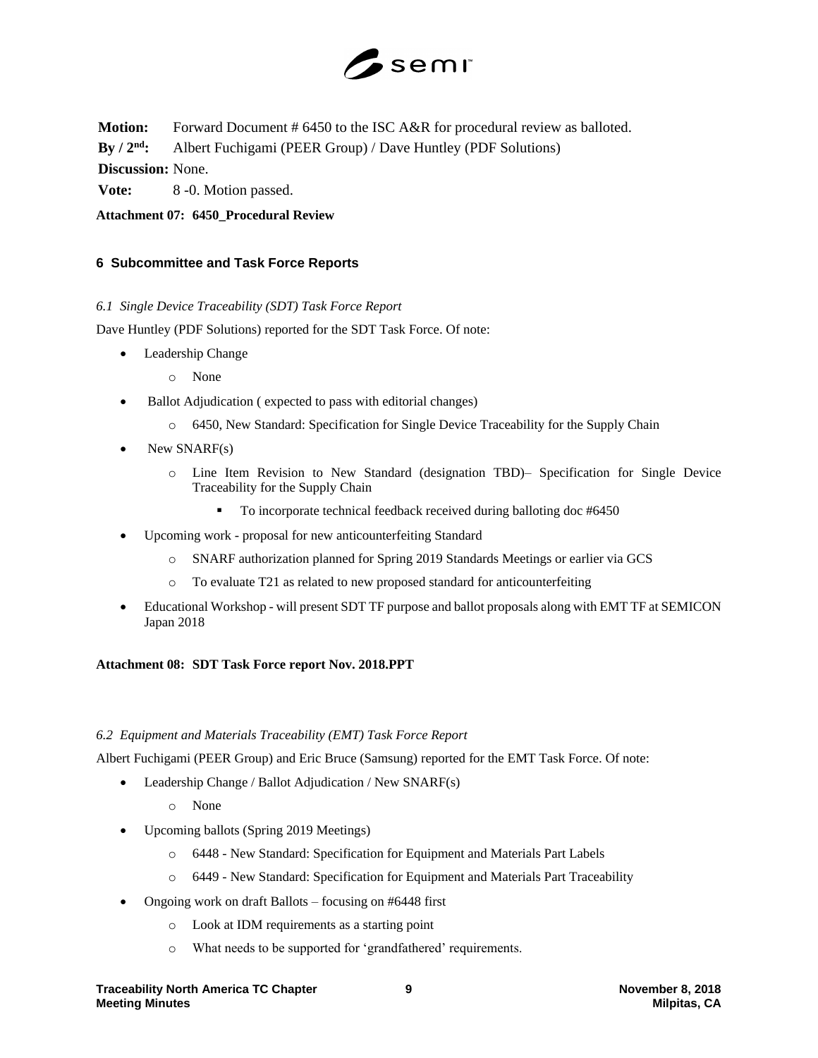**Motion:** Forward Document # 6450 to the ISC A&R for procedural review as balloted.

**By / 2nd:** Albert Fuchigami (PEER Group) / Dave Huntley (PDF Solutions)

**Discussion:** None.

**Vote:** 8 -0. Motion passed.

**Attachment 07: 6450_Procedural Review**

## 6 Subcommittee and Task Force Reports

### *6.1 Single Device Traceability (SDT) Task Force Report*

Dave Huntley (PDF Solutions) reported for the SDT Task Force. Of note:

- Leadership Change
  - None
- Ballot Adjudication ( expected to pass with editorial changes)
  - 6450, New Standard: Specification for Single Device Traceability for the Supply Chain
- New SNARF(s)
  - Line Item Revision to New Standard (designation TBD)– Specification for Single Device Traceability for the Supply Chain
    - To incorporate technical feedback received during balloting doc #6450
- Upcoming work - proposal for new anticounterfeiting Standard
  - SNARF authorization planned for Spring 2019 Standards Meetings or earlier via GCS
  - To evaluate T21 as related to new proposed standard for anticounterfeiting
- Educational Workshop - will present SDT TF purpose and ballot proposals along with EMT TF at SEMICON Japan 2018

**Attachment 08: SDT Task Force report Nov. 2018.PPT**

### *6.2 Equipment and Materials Traceability (EMT) Task Force Report*

Albert Fuchigami (PEER Group) and Eric Bruce (Samsung) reported for the EMT Task Force. Of note:

- Leadership Change / Ballot Adjudication / New SNARF(s)
  - None
- Upcoming ballots (Spring 2019 Meetings)
  - 6448 - New Standard: Specification for Equipment and Materials Part Labels
  - 6449 - New Standard: Specification for Equipment and Materials Part Traceability
- Ongoing work on draft Ballots – focusing on #6448 first
  - Look at IDM requirements as a starting point
  - What needs to be supported for 'grandfathered' requirements.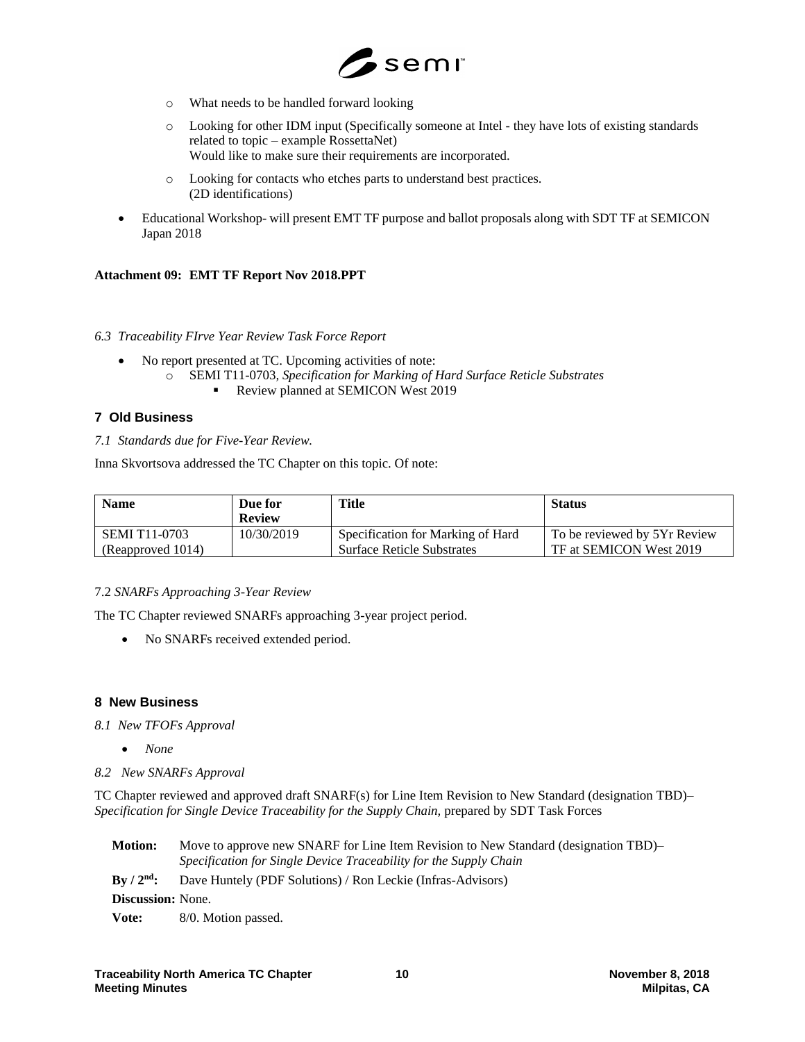- What needs to be handled forward looking
  - Looking for other IDM input (Specifically someone at Intel - they have lots of existing standards related to topic – example RossettaNet)
    Would like to make sure their requirements are incorporated.
  - Looking for contacts who etches parts to understand best practices.
    (2D identifications)
- Educational Workshop- will present EMT TF purpose and ballot proposals along with SDT TF at SEMICON Japan 2018

**Attachment 09: EMT TF Report Nov 2018.PPT**

*6.3 Traceability FIrve Year Review Task Force Report*

- No report presented at TC. Upcoming activities of note:
  - SEMI T11-0703, *Specification for Marking of Hard Surface Reticle Substrates*
    - Review planned at SEMICON West 2019

## 7 Old Business

*7.1 Standards due for Five-Year Review.*

Inna Skvortsova addressed the TC Chapter on this topic. Of note:

| Name | Due for Review | Title | Status |
|---|---|---|---|
| SEMI T11-0703 (Reapproved 1014) | 10/30/2019 | Specification for Marking of Hard Surface Reticle Substrates | To be reviewed by 5Yr Review TF at SEMICON West 2019 |

7.2 *SNARFs Approaching 3-Year Review*

The TC Chapter reviewed SNARFs approaching 3-year project period.

- No SNARFs received extended period.

## 8 New Business

*8.1 New TFOFs Approval*

- *None*

*8.2 New SNARFs Approval*

TC Chapter reviewed and approved draft SNARF(s) for Line Item Revision to New Standard (designation TBD)– *Specification for Single Device Traceability for the Supply Chain,* prepared by SDT Task Forces

**Motion:** Move to approve new SNARF for Line Item Revision to New Standard (designation TBD)– *Specification for Single Device Traceability for the Supply Chain*

**By / 2nd:** Dave Huntely (PDF Solutions) / Ron Leckie (Infras-Advisors)

**Discussion:** None.

**Vote:** 8/0. Motion passed.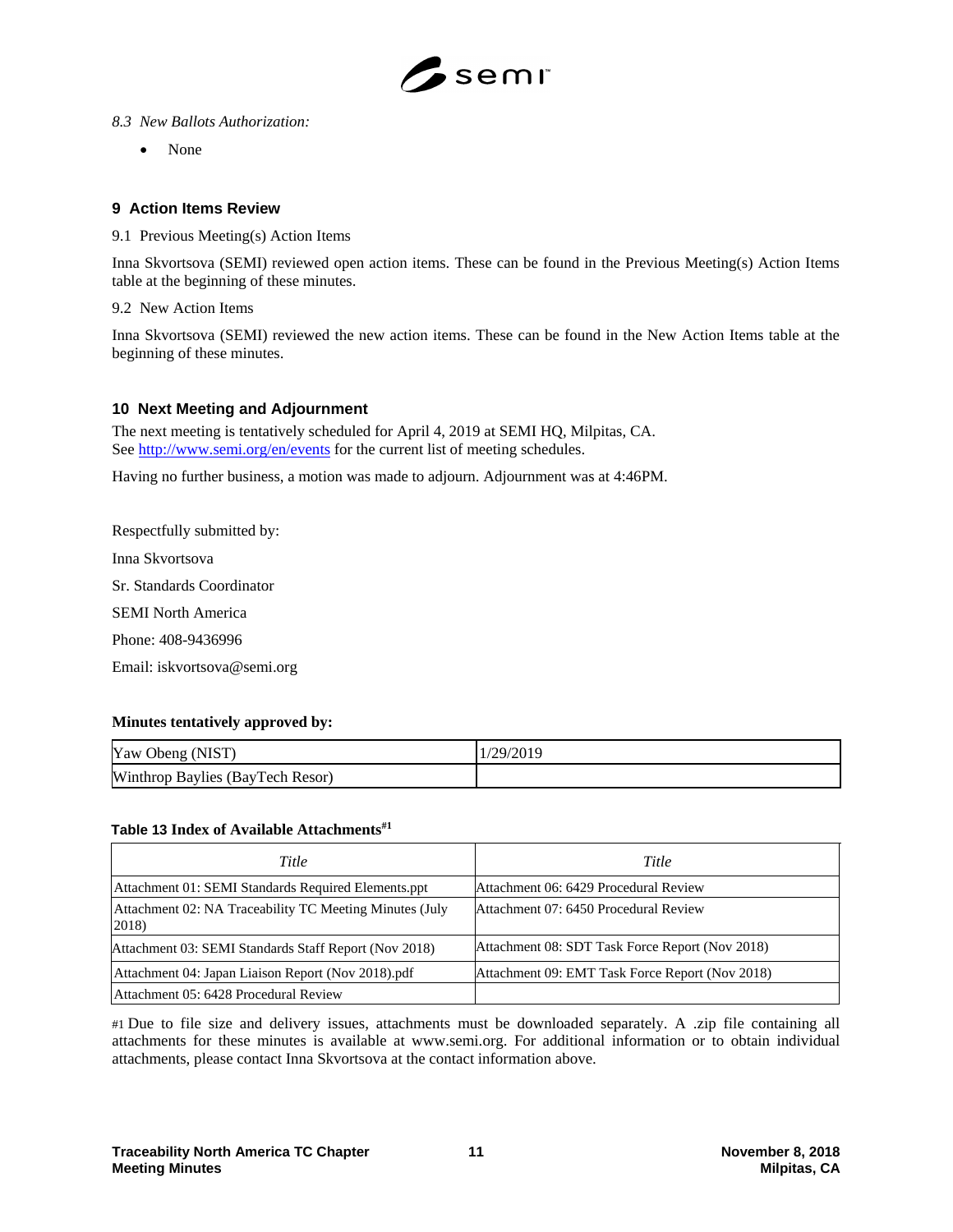*8.3 New Ballots Authorization:*

- None

## 9 Action Items Review

9.1 Previous Meeting(s) Action Items

Inna Skvortsova (SEMI) reviewed open action items. These can be found in the Previous Meeting(s) Action Items table at the beginning of these minutes.

9.2 New Action Items

Inna Skvortsova (SEMI) reviewed the new action items. These can be found in the New Action Items table at the beginning of these minutes.

## 10 Next Meeting and Adjournment

The next meeting is tentatively scheduled for April 4, 2019 at SEMI HQ, Milpitas, CA.
See http://www.semi.org/en/events for the current list of meeting schedules.

Having no further business, a motion was made to adjourn. Adjournment was at 4:46PM.

Respectfully submitted by:

Inna Skvortsova

Sr. Standards Coordinator

SEMI North America

Phone: 408-9436996

Email: iskvortsova@semi.org

**Minutes tentatively approved by:**

| | |
|---|---|
| Yaw Obeng (NIST) | 1/29/2019 |
| Winthrop Baylies (BayTech Resor) | |

**Table 13 Index of Available Attachments[#1]**

| *Title* | *Title* |
|---|---|
| Attachment 01: SEMI Standards Required Elements.ppt | Attachment 06: 6429 Procedural Review |
| Attachment 02: NA Traceability TC Meeting Minutes (July 2018) | Attachment 07: 6450 Procedural Review |
| Attachment 03: SEMI Standards Staff Report (Nov 2018) | Attachment 08: SDT Task Force Report (Nov 2018) |
| Attachment 04: Japan Liaison Report (Nov 2018).pdf | Attachment 09: EMT Task Force Report (Nov 2018) |
| Attachment 05: 6428 Procedural Review | |

#1 Due to file size and delivery issues, attachments must be downloaded separately. A .zip file containing all attachments for these minutes is available at www.semi.org. For additional information or to obtain individual attachments, please contact Inna Skvortsova at the contact information above.